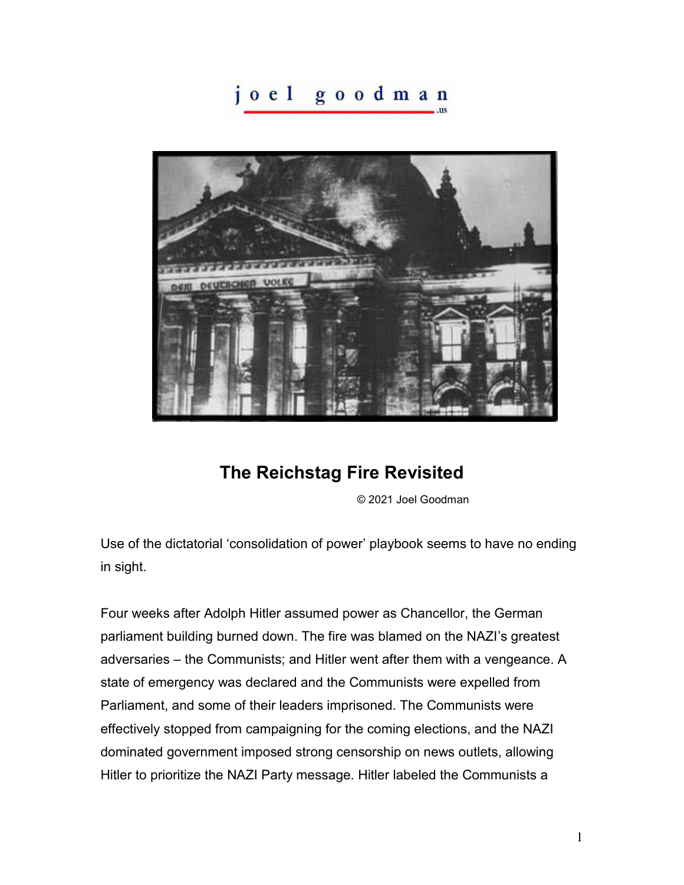joel goodman .us

# The Reichstag Fire Revisited

© 2021 Joel Goodman

Use of the dictatorial 'consolidation of power' playbook seems to have no ending in sight.

Four weeks after Adolph Hitler assumed power as Chancellor, the German parliament building burned down. The fire was blamed on the NAZI's greatest adversaries – the Communists; and Hitler went after them with a vengeance. A state of emergency was declared and the Communists were expelled from Parliament, and some of their leaders imprisoned. The Communists were effectively stopped from campaigning for the coming elections, and the NAZI dominated government imposed strong censorship on news outlets, allowing Hitler to prioritize the NAZI Party message. Hitler labeled the Communists a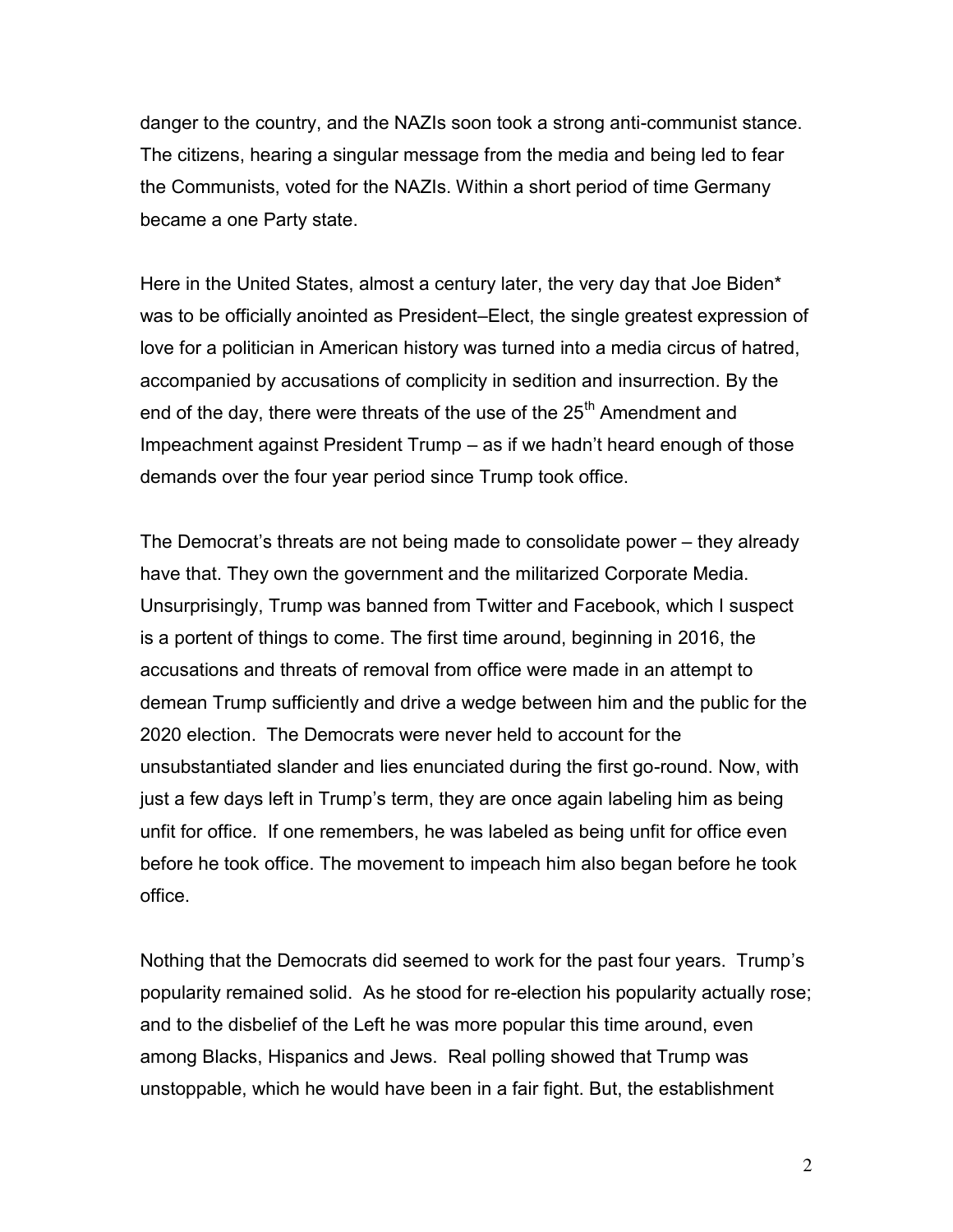danger to the country, and the NAZIs soon took a strong anti-communist stance. The citizens, hearing a singular message from the media and being led to fear the Communists, voted for the NAZIs. Within a short period of time Germany became a one Party state.

Here in the United States, almost a century later, the very day that Joe Biden* was to be officially anointed as President–Elect, the single greatest expression of love for a politician in American history was turned into a media circus of hatred, accompanied by accusations of complicity in sedition and insurrection. By the end of the day, there were threats of the use of the 25th Amendment and Impeachment against President Trump – as if we hadn't heard enough of those demands over the four year period since Trump took office.

The Democrat's threats are not being made to consolidate power – they already have that. They own the government and the militarized Corporate Media. Unsurprisingly, Trump was banned from Twitter and Facebook, which I suspect is a portent of things to come. The first time around, beginning in 2016, the accusations and threats of removal from office were made in an attempt to demean Trump sufficiently and drive a wedge between him and the public for the 2020 election. The Democrats were never held to account for the unsubstantiated slander and lies enunciated during the first go-round. Now, with just a few days left in Trump's term, they are once again labeling him as being unfit for office. If one remembers, he was labeled as being unfit for office even before he took office. The movement to impeach him also began before he took office.

Nothing that the Democrats did seemed to work for the past four years. Trump's popularity remained solid. As he stood for re-election his popularity actually rose; and to the disbelief of the Left he was more popular this time around, even among Blacks, Hispanics and Jews. Real polling showed that Trump was unstoppable, which he would have been in a fair fight. But, the establishment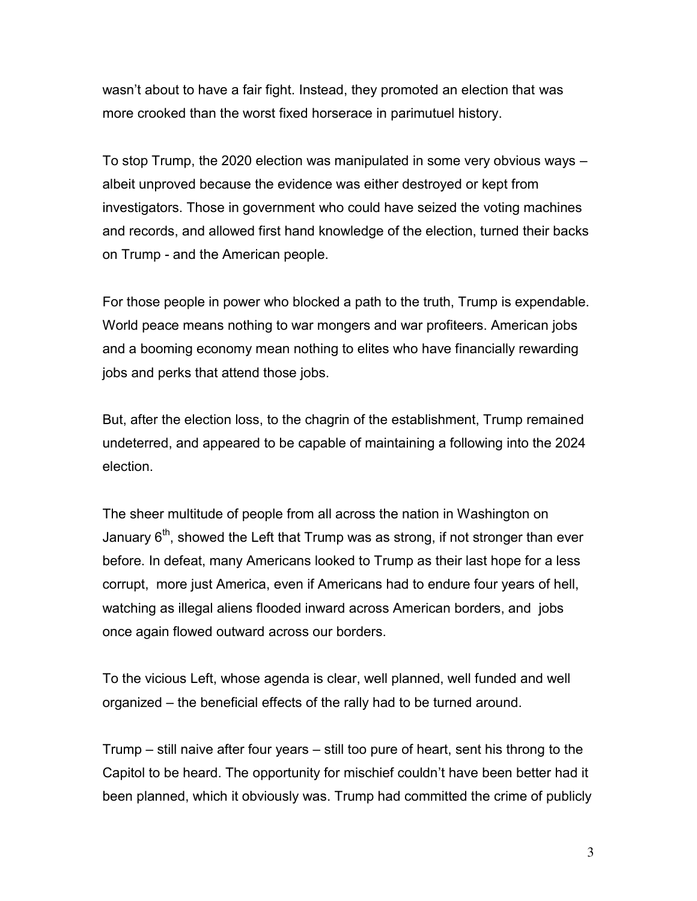wasn't about to have a fair fight. Instead, they promoted an election that was more crooked than the worst fixed horserace in parimutuel history.

To stop Trump, the 2020 election was manipulated in some very obvious ways – albeit unproved because the evidence was either destroyed or kept from investigators. Those in government who could have seized the voting machines and records, and allowed first hand knowledge of the election, turned their backs on Trump - and the American people.

For those people in power who blocked a path to the truth, Trump is expendable. World peace means nothing to war mongers and war profiteers. American jobs and a booming economy mean nothing to elites who have financially rewarding jobs and perks that attend those jobs.

But, after the election loss, to the chagrin of the establishment, Trump remained undeterred, and appeared to be capable of maintaining a following into the 2024 election.

The sheer multitude of people from all across the nation in Washington on January 6th, showed the Left that Trump was as strong, if not stronger than ever before. In defeat, many Americans looked to Trump as their last hope for a less corrupt, more just America, even if Americans had to endure four years of hell, watching as illegal aliens flooded inward across American borders, and jobs once again flowed outward across our borders.

To the vicious Left, whose agenda is clear, well planned, well funded and well organized – the beneficial effects of the rally had to be turned around.

Trump – still naive after four years – still too pure of heart, sent his throng to the Capitol to be heard. The opportunity for mischief couldn't have been better had it been planned, which it obviously was. Trump had committed the crime of publicly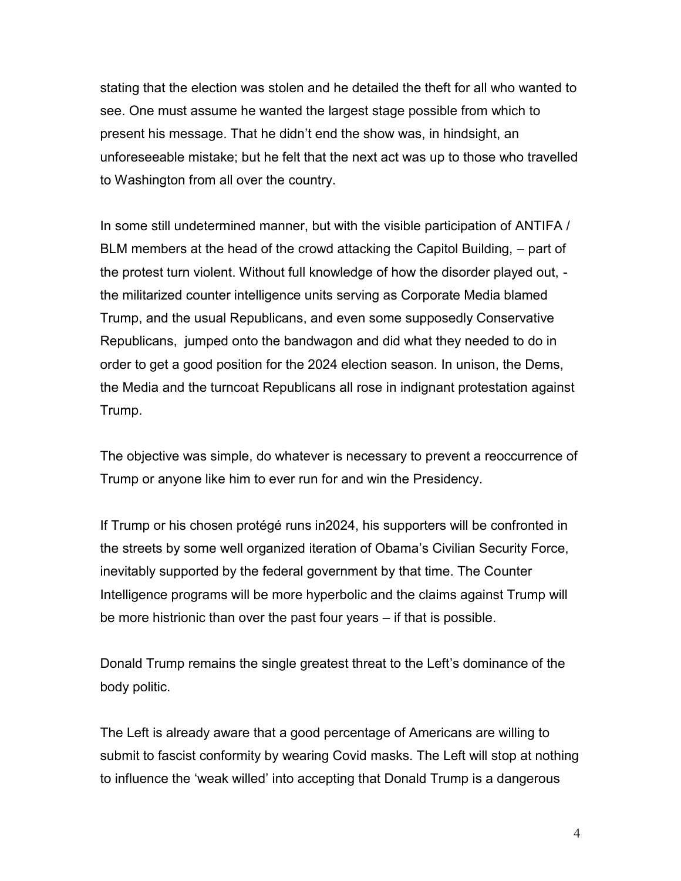stating that the election was stolen and he detailed the theft for all who wanted to see. One must assume he wanted the largest stage possible from which to present his message. That he didn't end the show was, in hindsight, an unforeseeable mistake; but he felt that the next act was up to those who travelled to Washington from all over the country.

In some still undetermined manner, but with the visible participation of ANTIFA / BLM members at the head of the crowd attacking the Capitol Building, – part of the protest turn violent. Without full knowledge of how the disorder played out, - the militarized counter intelligence units serving as Corporate Media blamed Trump, and the usual Republicans, and even some supposedly Conservative Republicans,  jumped onto the bandwagon and did what they needed to do in order to get a good position for the 2024 election season. In unison, the Dems, the Media and the turncoat Republicans all rose in indignant protestation against Trump.

The objective was simple, do whatever is necessary to prevent a reoccurrence of Trump or anyone like him to ever run for and win the Presidency.

If Trump or his chosen protégé runs in2024, his supporters will be confronted in the streets by some well organized iteration of Obama's Civilian Security Force, inevitably supported by the federal government by that time. The Counter Intelligence programs will be more hyperbolic and the claims against Trump will be more histrionic than over the past four years – if that is possible.

Donald Trump remains the single greatest threat to the Left's dominance of the body politic.

The Left is already aware that a good percentage of Americans are willing to submit to fascist conformity by wearing Covid masks. The Left will stop at nothing to influence the 'weak willed' into accepting that Donald Trump is a dangerous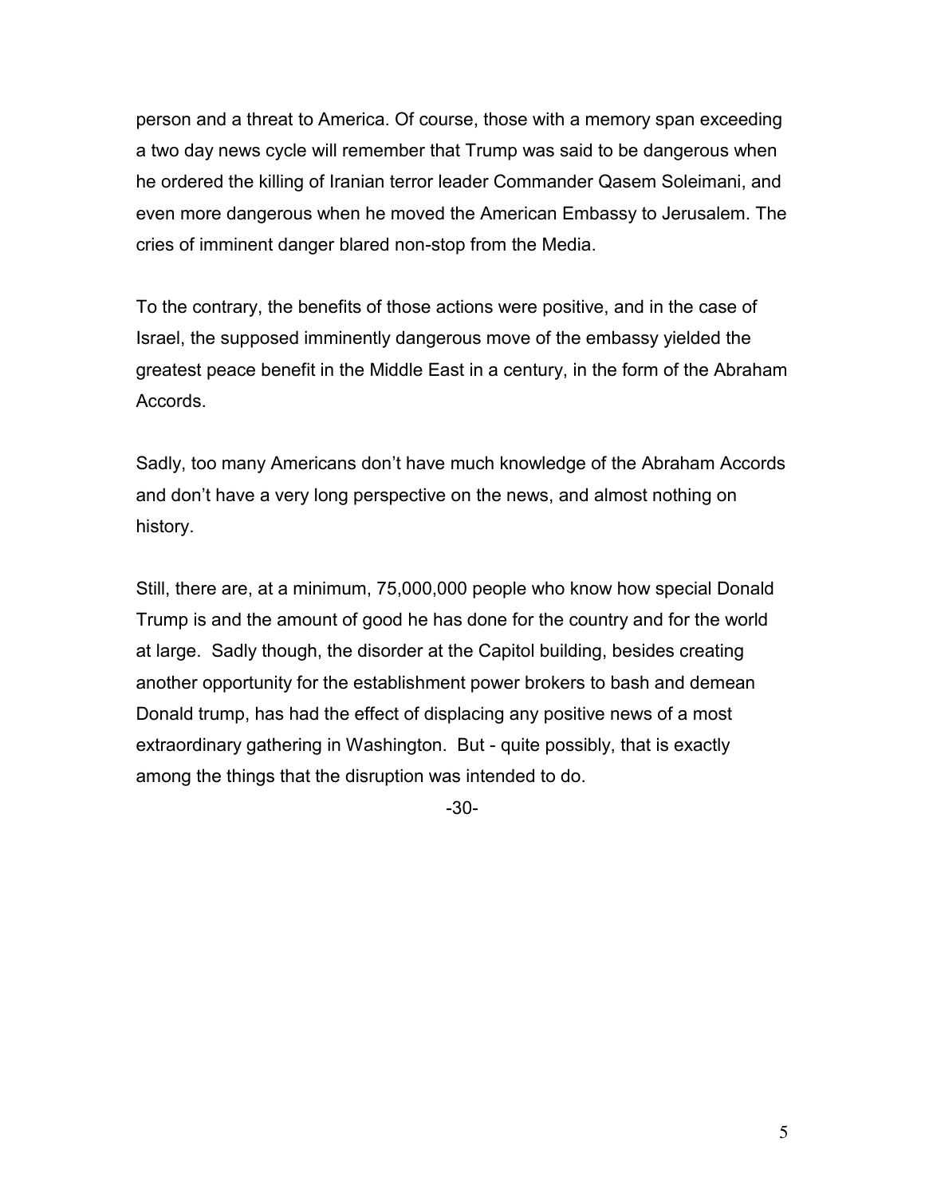person and a threat to America. Of course, those with a memory span exceeding a two day news cycle will remember that Trump was said to be dangerous when he ordered the killing of Iranian terror leader Commander Qasem Soleimani, and even more dangerous when he moved the American Embassy to Jerusalem. The cries of imminent danger blared non-stop from the Media.

To the contrary, the benefits of those actions were positive, and in the case of Israel, the supposed imminently dangerous move of the embassy yielded the greatest peace benefit in the Middle East in a century, in the form of the Abraham Accords.

Sadly, too many Americans don't have much knowledge of the Abraham Accords and don't have a very long perspective on the news, and almost nothing on history.

Still, there are, at a minimum, 75,000,000 people who know how special Donald Trump is and the amount of good he has done for the country and for the world at large. Sadly though, the disorder at the Capitol building, besides creating another opportunity for the establishment power brokers to bash and demean Donald trump, has had the effect of displacing any positive news of a most extraordinary gathering in Washington. But - quite possibly, that is exactly among the things that the disruption was intended to do.

-30-